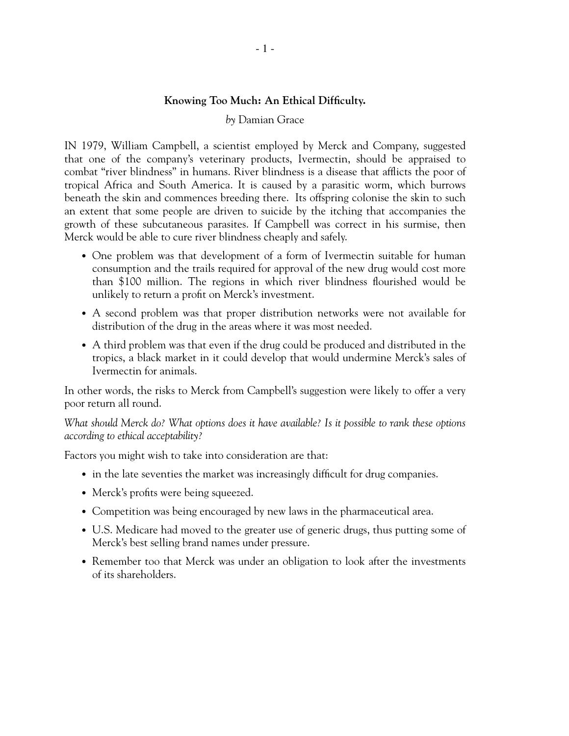### **Knowing Too Much: An Ethical Difficulty.**

*by* Damian Grace

IN 1979, William Campbell, a scientist employed by Merck and Company, suggested that one of the company's veterinary products, Ivermectin, should be appraised to combat "river blindness" in humans. River blindness is a disease that afflicts the poor of tropical Africa and South America. It is caused by a parasitic worm, which burrows beneath the skin and commences breeding there. Its offspring colonise the skin to such an extent that some people are driven to suicide by the itching that accompanies the growth of these subcutaneous parasites. If Campbell was correct in his surmise, then Merck would be able to cure river blindness cheaply and safely.

- One problem was that development of a form of Ivermectin suitable for human consumption and the trails required for approval of the new drug would cost more than $100 million. The regions in which river blindness flourished would be unlikely to return a profit on Merck's investment.
- A second problem was that proper distribution networks were not available for distribution of the drug in the areas where it was most needed.
- A third problem was that even if the drug could be produced and distributed in the tropics, a black market in it could develop that would undermine Merck's sales of Ivermectin for animals.

In other words, the risks to Merck from Campbell's suggestion were likely to offer a very poor return all round.

*What should Merck do? What options does it have available? Is it possible to rank these options according to ethical acceptability?*

Factors you might wish to take into consideration are that:

- in the late seventies the market was increasingly difficult for drug companies.
- Merck's profits were being squeezed.
- Competition was being encouraged by new laws in the pharmaceutical area.
- U.S. Medicare had moved to the greater use of generic drugs, thus putting some of Merck's best selling brand names under pressure.
- Remember too that Merck was under an obligation to look after the investments of its shareholders.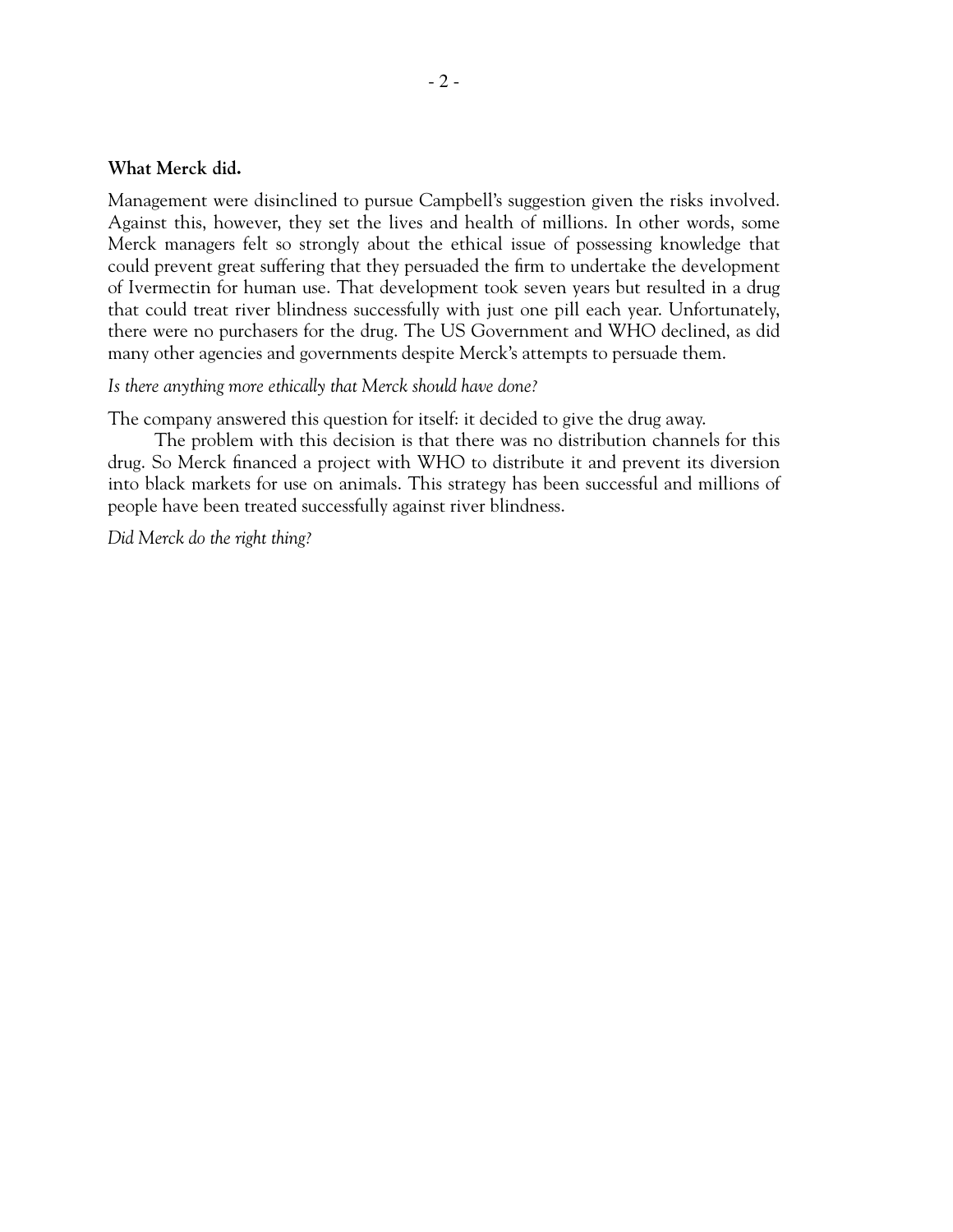**What Merck did.**

Management were disinclined to pursue Campbell's suggestion given the risks involved. Against this, however, they set the lives and health of millions. In other words, some Merck managers felt so strongly about the ethical issue of possessing knowledge that could prevent great suffering that they persuaded the firm to undertake the development of Ivermectin for human use. That development took seven years but resulted in a drug that could treat river blindness successfully with just one pill each year. Unfortunately, there were no purchasers for the drug. The US Government and WHO declined, as did many other agencies and governments despite Merck's attempts to persuade them.

*Is there anything more ethically that Merck should have done?*

The company answered this question for itself: it decided to give the drug away.

The problem with this decision is that there was no distribution channels for this drug. So Merck financed a project with WHO to distribute it and prevent its diversion into black markets for use on animals. This strategy has been successful and millions of people have been treated successfully against river blindness.

*Did Merck do the right thing?*